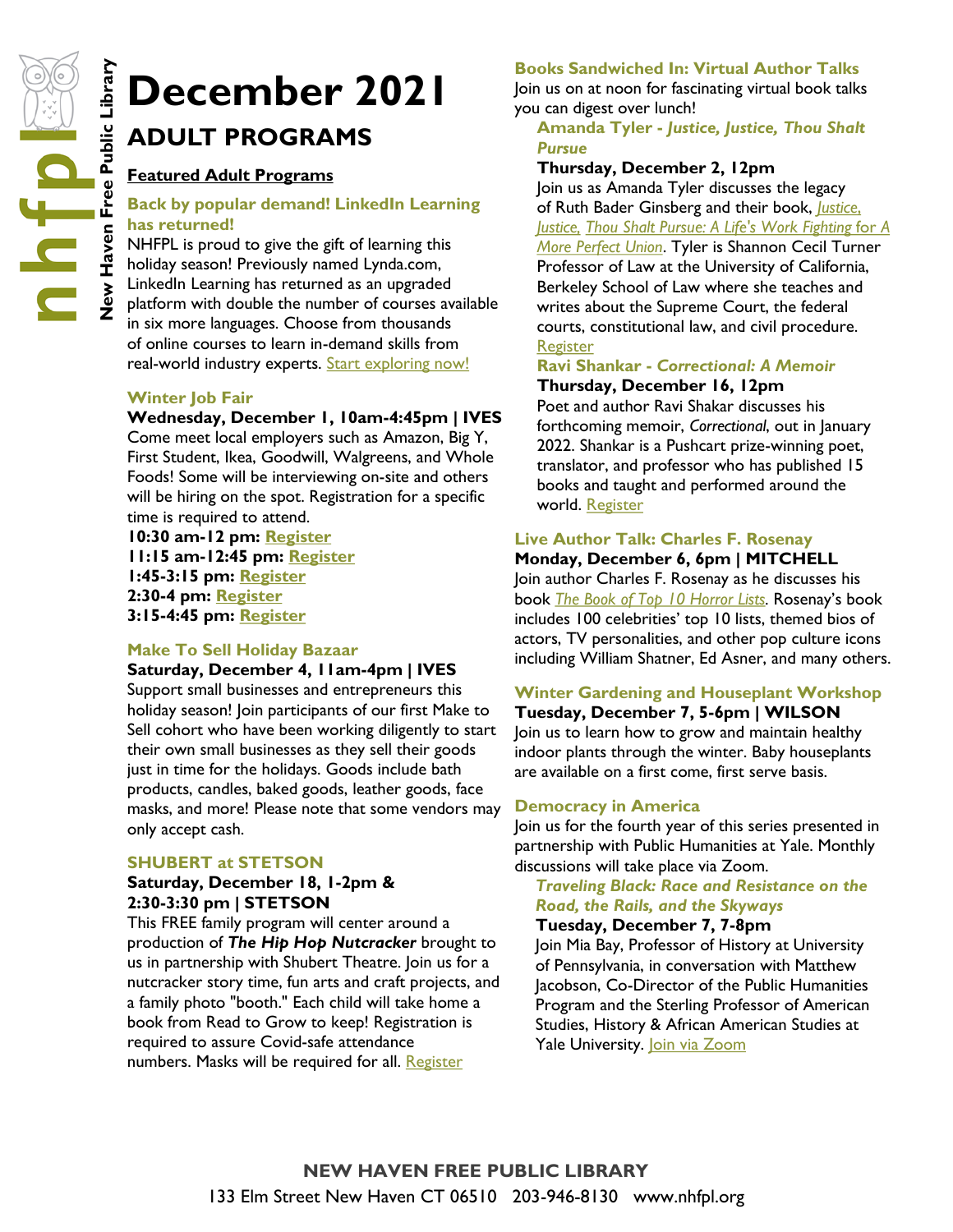# December 2021

## ADULT PROGRAMS

**Featured Adult Programs**

### Back by popular demand! LinkedIn Learning has returned!

NHFPL is proud to give the gift of learning this holiday season! Previously named Lynda.com, LinkedIn Learning has returned as an upgraded platform with double the number of courses available in six more languages. Choose from thousands of online courses to learn in-demand skills from real-world industry experts. Start exploring now!

### Winter Job Fair

**Wednesday, December 1, 10am-4:45pm | IVES**

Come meet local employers such as Amazon, Big Y, First Student, Ikea, Goodwill, Walgreens, and Whole Foods! Some will be interviewing on-site and others will be hiring on the spot. Registration for a specific time is required to attend.

**10:30 am-12 pm: Register**
**11:15 am-12:45 pm: Register**
**1:45-3:15 pm: Register**
**2:30-4 pm: Register**
**3:15-4:45 pm: Register**

### Make To Sell Holiday Bazaar

**Saturday, December 4, 11am-4pm | IVES**

Support small businesses and entrepreneurs this holiday season! Join participants of our first Make to Sell cohort who have been working diligently to start their own small businesses as they sell their goods just in time for the holidays. Goods include bath products, candles, baked goods, leather goods, face masks, and more! Please note that some vendors may only accept cash.

### SHUBERT at STETSON

**Saturday, December 18, 1-2pm & 2:30-3:30 pm | STETSON**

This FREE family program will center around a production of ***The Hip Hop Nutcracker*** brought to us in partnership with Shubert Theatre. Join us for a nutcracker story time, fun arts and craft projects, and a family photo "booth." Each child will take home a book from Read to Grow to keep! Registration is required to assure Covid-safe attendance numbers. Masks will be required for all. Register

### Books Sandwiched In: Virtual Author Talks

Join us on at noon for fascinating virtual book talks you can digest over lunch!

#### Amanda Tyler - *Justice, Justice, Thou Shalt Pursue*

**Thursday, December 2, 12pm**

Join us as Amanda Tyler discusses the legacy of Ruth Bader Ginsberg and their book, *Justice, Justice, Thou Shalt Pursue: A Life's Work Fighting for A More Perfect Union*. Tyler is Shannon Cecil Turner Professor of Law at the University of California, Berkeley School of Law where she teaches and writes about the Supreme Court, the federal courts, constitutional law, and civil procedure. Register

#### Ravi Shankar - *Correctional: A Memoir*

**Thursday, December 16, 12pm**

Poet and author Ravi Shakar discusses his forthcoming memoir, *Correctional*, out in January 2022. Shankar is a Pushcart prize-winning poet, translator, and professor who has published 15 books and taught and performed around the world. Register

### Live Author Talk: Charles F. Rosenay

**Monday, December 6, 6pm | MITCHELL**

Join author Charles F. Rosenay as he discusses his book *The Book of Top 10 Horror Lists*. Rosenay's book includes 100 celebrities' top 10 lists, themed bios of actors, TV personalities, and other pop culture icons including William Shatner, Ed Asner, and many others.

### Winter Gardening and Houseplant Workshop

**Tuesday, December 7, 5-6pm | WILSON**

Join us to learn how to grow and maintain healthy indoor plants through the winter. Baby houseplants are available on a first come, first serve basis.

### Democracy in America

Join us for the fourth year of this series presented in partnership with Public Humanities at Yale. Monthly discussions will take place via Zoom.

#### *Traveling Black: Race and Resistance on the Road, the Rails, and the Skyways*

**Tuesday, December 7, 7-8pm**

Join Mia Bay, Professor of History at University of Pennsylvania, in conversation with Matthew Jacobson, Co-Director of the Public Humanities Program and the Sterling Professor of American Studies, History & African American Studies at Yale University. Join via Zoom

**NEW HAVEN FREE PUBLIC LIBRARY**
133 Elm Street New Haven CT 06510 203-946-8130 www.nhfpl.org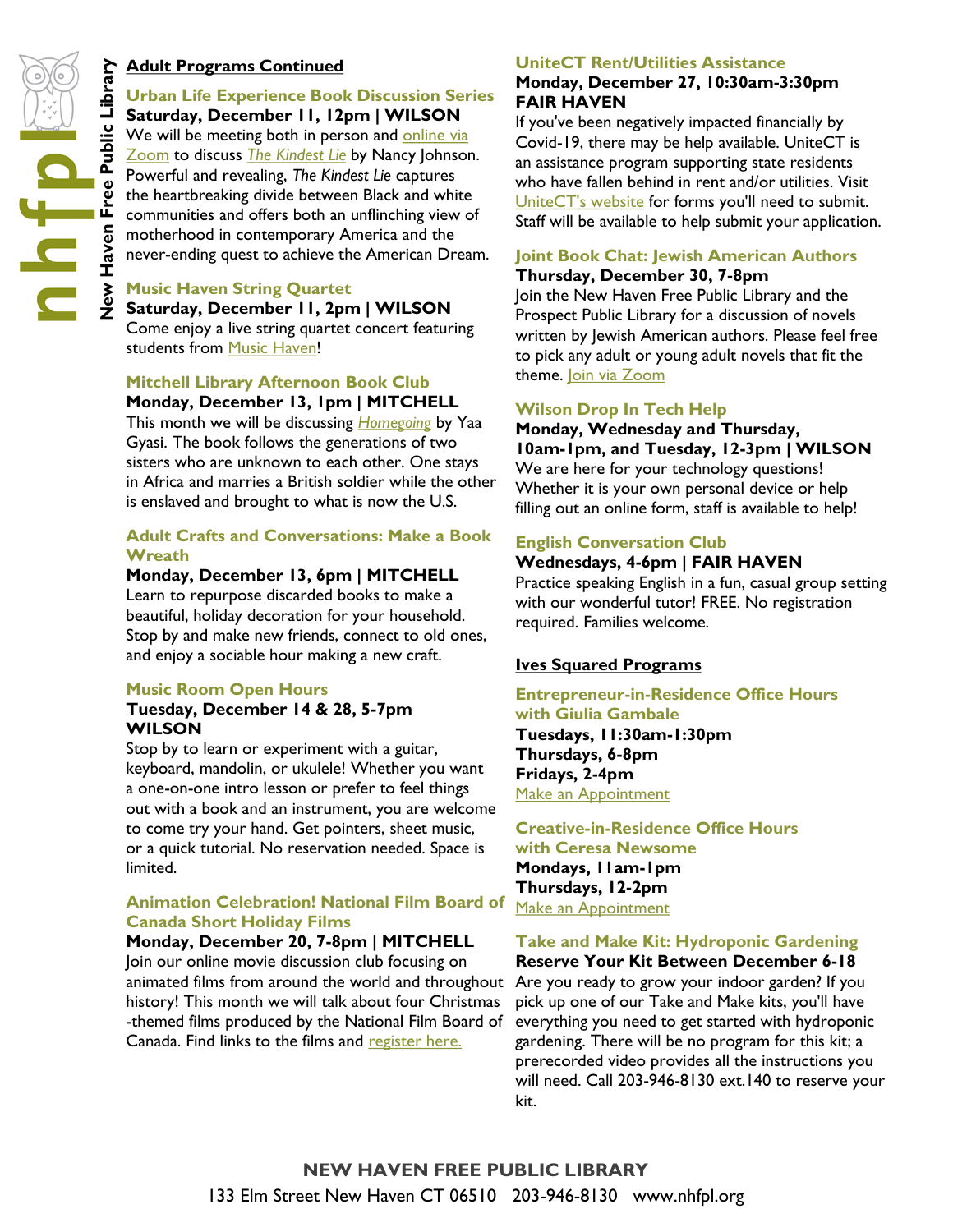## Adult Programs Continued

### Urban Life Experience Book Discussion Series

**Saturday, December 11, 12pm | WILSON**

We will be meeting both in person and online via Zoom to discuss *The Kindest Lie* by Nancy Johnson. Powerful and revealing, *The Kindest Lie* captures the heartbreaking divide between Black and white communities and offers both an unflinching view of motherhood in contemporary America and the never-ending quest to achieve the American Dream.

### Music Haven String Quartet

**Saturday, December 11, 2pm | WILSON**

Come enjoy a live string quartet concert featuring students from Music Haven!

### Mitchell Library Afternoon Book Club

**Monday, December 13, 1pm | MITCHELL**

This month we will be discussing *Homegoing* by Yaa Gyasi. The book follows the generations of two sisters who are unknown to each other. One stays in Africa and marries a British soldier while the other is enslaved and brought to what is now the U.S.

### Adult Crafts and Conversations: Make a Book Wreath

**Monday, December 13, 6pm | MITCHELL**

Learn to repurpose discarded books to make a beautiful, holiday decoration for your household. Stop by and make new friends, connect to old ones, and enjoy a sociable hour making a new craft.

### Music Room Open Hours

**Tuesday, December 14 & 28, 5-7pm WILSON**

Stop by to learn or experiment with a guitar, keyboard, mandolin, or ukulele! Whether you want a one-on-one intro lesson or prefer to feel things out with a book and an instrument, you are welcome to come try your hand. Get pointers, sheet music, or a quick tutorial. No reservation needed. Space is limited.

### Animation Celebration! National Film Board of Canada Short Holiday Films

**Monday, December 20, 7-8pm | MITCHELL**

Join our online movie discussion club focusing on animated films from around the world and throughout history! This month we will talk about four Christmas -themed films produced by the National Film Board of Canada. Find links to the films and register here.

### UniteCT Rent/Utilities Assistance

**Monday, December 27, 10:30am-3:30pm FAIR HAVEN**

If you've been negatively impacted financially by Covid-19, there may be help available. UniteCT is an assistance program supporting state residents who have fallen behind in rent and/or utilities. Visit UniteCT's website for forms you'll need to submit. Staff will be available to help submit your application.

### Joint Book Chat: Jewish American Authors

**Thursday, December 30, 7-8pm**

Join the New Haven Free Public Library and the Prospect Public Library for a discussion of novels written by Jewish American authors. Please feel free to pick any adult or young adult novels that fit the theme. Join via Zoom

### Wilson Drop In Tech Help

**Monday, Wednesday and Thursday, 10am-1pm, and Tuesday, 12-3pm | WILSON**

We are here for your technology questions! Whether it is your own personal device or help filling out an online form, staff is available to help!

### English Conversation Club

**Wednesdays, 4-6pm | FAIR HAVEN**

Practice speaking English in a fun, casual group setting with our wonderful tutor! FREE. No registration required. Families welcome.

## Ives Squared Programs

### Entrepreneur-in-Residence Office Hours with Giulia Gambale

**Tuesdays, 11:30am-1:30pm**
**Thursdays, 6-8pm**
**Fridays, 2-4pm**

Make an Appointment

### Creative-in-Residence Office Hours with Ceresa Newsome

**Mondays, 11am-1pm**
**Thursdays, 12-2pm**

Make an Appointment

### Take and Make Kit: Hydroponic Gardening

**Reserve Your Kit Between December 6-18**

Are you ready to grow your indoor garden? If you pick up one of our Take and Make kits, you'll have everything you need to get started with hydroponic gardening. There will be no program for this kit; a prerecorded video provides all the instructions you will need. Call 203-946-8130 ext.140 to reserve your kit.